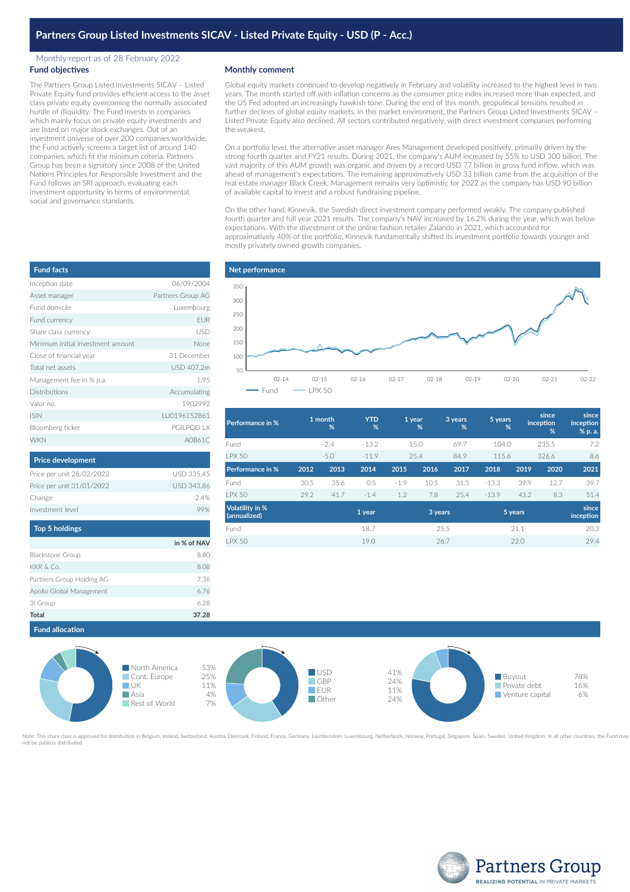# Partners Group Listed Investments SICAV - Listed Private Equity - USD (P - Acc.)

Monthly report as of 28 February 2022

## Fund objectives

The Partners Group Listed Investments SICAV – Listed Private Equity fund provides efficient access to the asset class private equity overcoming the normally associated hurdle of illiquidity. The Fund invests in companies which mainly focus on private equity investments and are listed on major stock exchanges. Out of an investment universe of over 200 companies worldwide, the Fund actively screens a target list of around 140 companies, which fit the minimum criteria. Partners Group has been a signatory since 2008 of the United Nations Principles for Responsible Investment and the Fund follows an SRI approach, evaluating each investment opportunity in terms of environmental, social and governance standards.

## Monthly comment

Global equity markets continued to develop negatively in February and volatility increased to the highest level in two years. The month started off with inflation concerns as the consumer price index increased more than expected, and the US Fed adopted an increasingly hawkish tone. During the end of this month, geopolitical tensions resulted in further declines of global equity markets. In this market environment, the Partners Group Listed Investments SICAV – Listed Private Equity also declined. All sectors contributed negatively, with direct investment companies performing the weakest.

On a portfolio level, the alternative asset manager Ares Management developed positively, primarily driven by the strong fourth quarter and FY21 results. During 2021, the company's AUM increased by 55% to USD 300 billion. The vast majority of this AUM growth was organic and driven by a record USD 77 billion in gross fund inflow, which was ahead of management's expectations. The remaining approximatively USD 33 billion came from the acquisition of the real estate manager Black Creek. Management remains very optimistic for 2022 as the company has USD 90 billion of available capital to invest and a robust fundraising pipeline.

On the other hand, Kinnevik, the Swedish direct investment company performed weakly. The company published fourth quarter and full year 2021 results. The company's NAV increased by 16.2% during the year, which was below expectations. With the divestment of the online fashion retailer Zalando in 2021, which accounted for approximatively 40% of the portfolio, Kinnevik fundamentally shifted its investment portfolio towards younger and mostly privately owned growth companies.

## Fund facts

| | |
|---|---|
| Inception date | 06/09/2004 |
| Asset manager | Partners Group AG |
| Fund domicile | Luxembourg |
| Fund currency | EUR |
| Share class currency | USD |
| Minimum initial investment amount | None |
| Close of financial year | 31 December |
| Total net assets | USD 407.2m |
| Management fee in % p.a. | 1.95 |
| Distributions | Accumulating |
| Valor no. | 1902992 |
| ISIN | LU0196152861 |
| Bloomberg ticker | PGILPQD LX |
| WKN | A0B61C |

## Price development

| | |
|---|---|
| Price per unit 28/02/2022 | USD 335.45 |
| Price per unit 31/01/2022 | USD 343.86 |
| Change | -2.4% |
| Investment level | 99% |

## Top 5 holdings

| | in % of NAV |
|---|---|
| Blackstone Group | 8.80 |
| KKR & Co. | 8.08 |
| Partners Group Holding AG | 7.36 |
| Apollo Global Management | 6.76 |
| 3I Group | 6.28 |
| **Total** | **37.28** |

## Net performance

Legend: Fund, LPX 50 (x-axis 02-14 to 02-22; y-axis 50 to 350)

| Performance in % | 1 month % | YTD % | 1 year % | 3 years % | 5 years % | since inception % | since inception % p. a. |
|---|---|---|---|---|---|---|---|
| Fund | -2.4 | -13.2 | 15.0 | 69.7 | 104.0 | 235.5 | 7.2 |
| LPX 50 | -5.0 | -11.9 | 25.4 | 84.9 | 115.6 | 326.6 | 8.6 |

| Performance in % | 2012 | 2013 | 2014 | 2015 | 2016 | 2017 | 2018 | 2019 | 2020 | 2021 |
|---|---|---|---|---|---|---|---|---|---|---|
| Fund | 30.5 | 35.6 | 0.5 | -1.9 | 10.5 | 31.5 | -13.3 | 39.9 | 12.7 | 39.7 |
| LPX 50 | 29.2 | 41.7 | -1.4 | 1.2 | 7.8 | 25.4 | -13.9 | 43.2 | 8.3 | 51.4 |

| Volatility in % (annualized) | 1 year | 3 years | 5 years | since inception |
|---|---|---|---|---|
| Fund | 18.7 | 25.5 | 21.1 | 20.3 |
| LPX 50 | 19.0 | 26.7 | 22.0 | 29.4 |

## Fund allocation

| Region | % |
|---|---|
| North America | 53% |
| Cont. Europe | 25% |
| UK | 11% |
| Asia | 4% |
| Rest of World | 7% |

| Currency | % |
|---|---|
| USD | 41% |
| GBP | 24% |
| EUR | 11% |
| Other | 24% |

| Investment type | % |
|---|---|
| Buyout | 78% |
| Private debt | 16% |
| Venture capital | 6% |

Note: This share class is approved for distribution in Belgium, Ireland, Switzerland, Austria, Denmark, Finland, France, Germany, Liechtenstein, Luxembourg, Netherlands, Norway, Portugal, Singapore, Spain, Sweden, United Kingdom. In all other countries, the Fund may not be publicly distributed.

Partners Group
REALIZING POTENTIAL IN PRIVATE MARKETS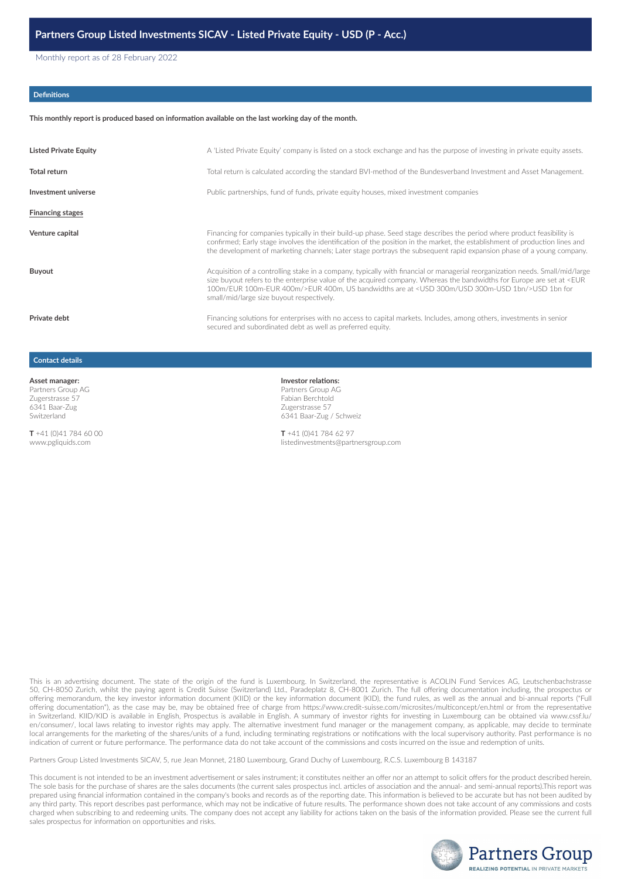# Partners Group Listed Investments SICAV - Listed Private Equity - USD (P - Acc.)

Monthly report as of 28 February 2022

## Definitions

**This monthly report is produced based on information available on the last working day of the month.**

| | |
|---|---|
| **Listed Private Equity** | A 'Listed Private Equity' company is listed on a stock exchange and has the purpose of investing in private equity assets. |
| **Total return** | Total return is calculated according the standard BVI-method of the Bundesverband Investment and Asset Management. |
| **Investment universe** | Public partnerships, fund of funds, private equity houses, mixed investment companies |
| **Financing stages** | |
| **Venture capital** | Financing for companies typically in their build-up phase. Seed stage describes the period where product feasibility is confirmed; Early stage involves the identification of the position in the market, the establishment of production lines and the development of marketing channels; Later stage portrays the subsequent rapid expansion phase of a young company. |
| **Buyout** | Acquisition of a controlling stake in a company, typically with financial or managerial reorganization needs. Small/mid/large size buyout refers to the enterprise value of the acquired company. Whereas the bandwidths for Europe are set at <EUR 100m/EUR 100m-EUR 400m/>EUR 400m, US bandwidths are at <USD 300m/USD 300m-USD 1bn/>USD 1bn for small/mid/large size buyout respectively. |
| **Private debt** | Financing solutions for enterprises with no access to capital markets. Includes, among others, investments in senior secured and subordinated debt as well as preferred equity. |

## Contact details

**Asset manager:**
Partners Group AG
Zugerstrasse 57
6341 Baar-Zug
Switzerland

**T** +41 (0)41 784 60 00
www.pgliquids.com

**Investor relations:**
Partners Group AG
Fabian Berchtold
Zugerstrasse 57
6341 Baar-Zug / Schweiz

**T** +41 (0)41 784 62 97
listedinvestments@partnersgroup.com

This is an advertising document. The state of the origin of the fund is Luxembourg. In Switzerland, the representative is ACOLIN Fund Services AG, Leutschenbachstrasse 50, CH-8050 Zurich, whilst the paying agent is Credit Suisse (Switzerland) Ltd., Paradeplatz 8, CH-8001 Zurich. The full offering documentation including, the prospectus or offering memorandum, the key investor information document (KIID) or the key information document (KID), the fund rules, as well as the annual and bi-annual reports ("Full offering documentation"), as the case may be, may be obtained free of charge from https://www.credit-suisse.com/microsites/multiconcept/en.html or from the representative in Switzerland. KIID/KID is available in English, Prospectus is available in English. A summary of investor rights for investing in Luxembourg can be obtained via www.cssf.lu/en/consumer/, local laws relating to investor rights may apply. The alternative investment fund manager or the management company, as applicable, may decide to terminate local arrangements for the marketing of the shares/units of a fund, including terminating registrations or notifications with the local supervisory authority. Past performance is no indication of current or future performance. The performance data do not take account of the commissions and costs incurred on the issue and redemption of units.

Partners Group Listed Investments SICAV, 5, rue Jean Monnet, 2180 Luxembourg, Grand Duchy of Luxembourg, R.C.S. Luxembourg B 143187

This document is not intended to be an investment advertisement or sales instrument; it constitutes neither an offer nor an attempt to solicit offers for the product described herein. The sole basis for the purchase of shares are the sales documents (the current sales prospectus incl. articles of association and the annual- and semi-annual reports).This report was prepared using financial information contained in the company's books and records as of the reporting date. This information is believed to be accurate but has not been audited by any third party. This report describes past performance, which may not be indicative of future results. The performance shown does not take account of any commissions and costs charged when subscribing to and redeeming units. The company does not accept any liability for actions taken on the basis of the information provided. Please see the current full sales prospectus for information on opportunities and risks.

Partners Group
REALIZING POTENTIAL IN PRIVATE MARKETS